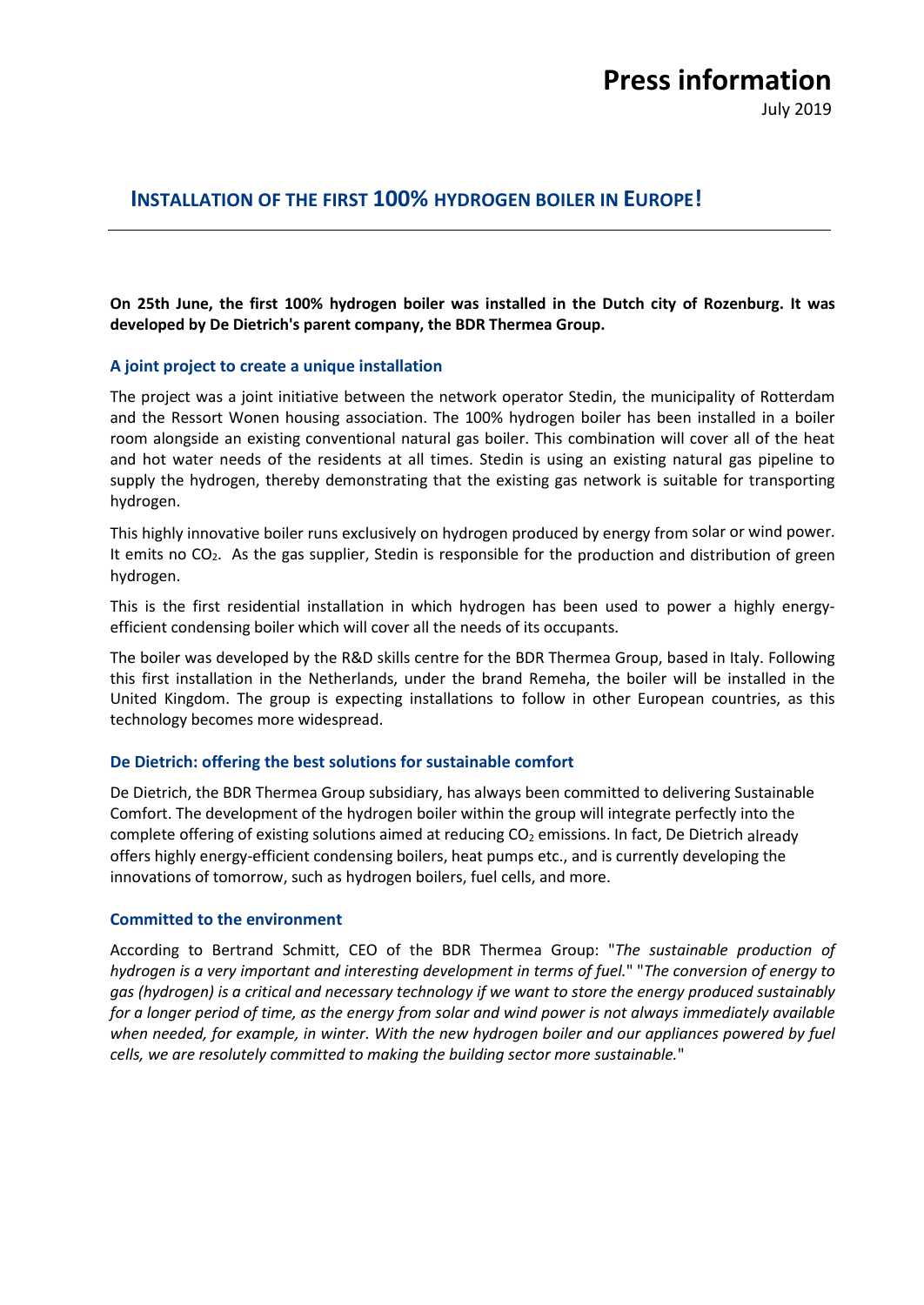# Press information

July 2019

## INSTALLATION OF THE FIRST 100% HYDROGEN BOILER IN EUROPE!

**On 25th June, the first 100% hydrogen boiler was installed in the Dutch city of Rozenburg. It was developed by De Dietrich's parent company, the BDR Thermea Group.**

### A joint project to create a unique installation

The project was a joint initiative between the network operator Stedin, the municipality of Rotterdam and the Ressort Wonen housing association. The 100% hydrogen boiler has been installed in a boiler room alongside an existing conventional natural gas boiler. This combination will cover all of the heat and hot water needs of the residents at all times. Stedin is using an existing natural gas pipeline to supply the hydrogen, thereby demonstrating that the existing gas network is suitable for transporting hydrogen.

This highly innovative boiler runs exclusively on hydrogen produced by energy from solar or wind power. It emits no $CO_2$. As the gas supplier, Stedin is responsible for the production and distribution of green hydrogen.

This is the first residential installation in which hydrogen has been used to power a highly energy-efficient condensing boiler which will cover all the needs of its occupants.

The boiler was developed by the R&D skills centre for the BDR Thermea Group, based in Italy. Following this first installation in the Netherlands, under the brand Remeha, the boiler will be installed in the United Kingdom. The group is expecting installations to follow in other European countries, as this technology becomes more widespread.

### De Dietrich: offering the best solutions for sustainable comfort

De Dietrich, the BDR Thermea Group subsidiary, has always been committed to delivering Sustainable Comfort. The development of the hydrogen boiler within the group will integrate perfectly into the complete offering of existing solutions aimed at reducing $CO_2$ emissions. In fact, De Dietrich already offers highly energy-efficient condensing boilers, heat pumps etc., and is currently developing the innovations of tomorrow, such as hydrogen boilers, fuel cells, and more.

### Committed to the environment

According to Bertrand Schmitt, CEO of the BDR Thermea Group: "*The sustainable production of hydrogen is a very important and interesting development in terms of fuel.*" "*The conversion of energy to gas (hydrogen) is a critical and necessary technology if we want to store the energy produced sustainably for a longer period of time, as the energy from solar and wind power is not always immediately available when needed, for example, in winter. With the new hydrogen boiler and our appliances powered by fuel cells, we are resolutely committed to making the building sector more sustainable.*"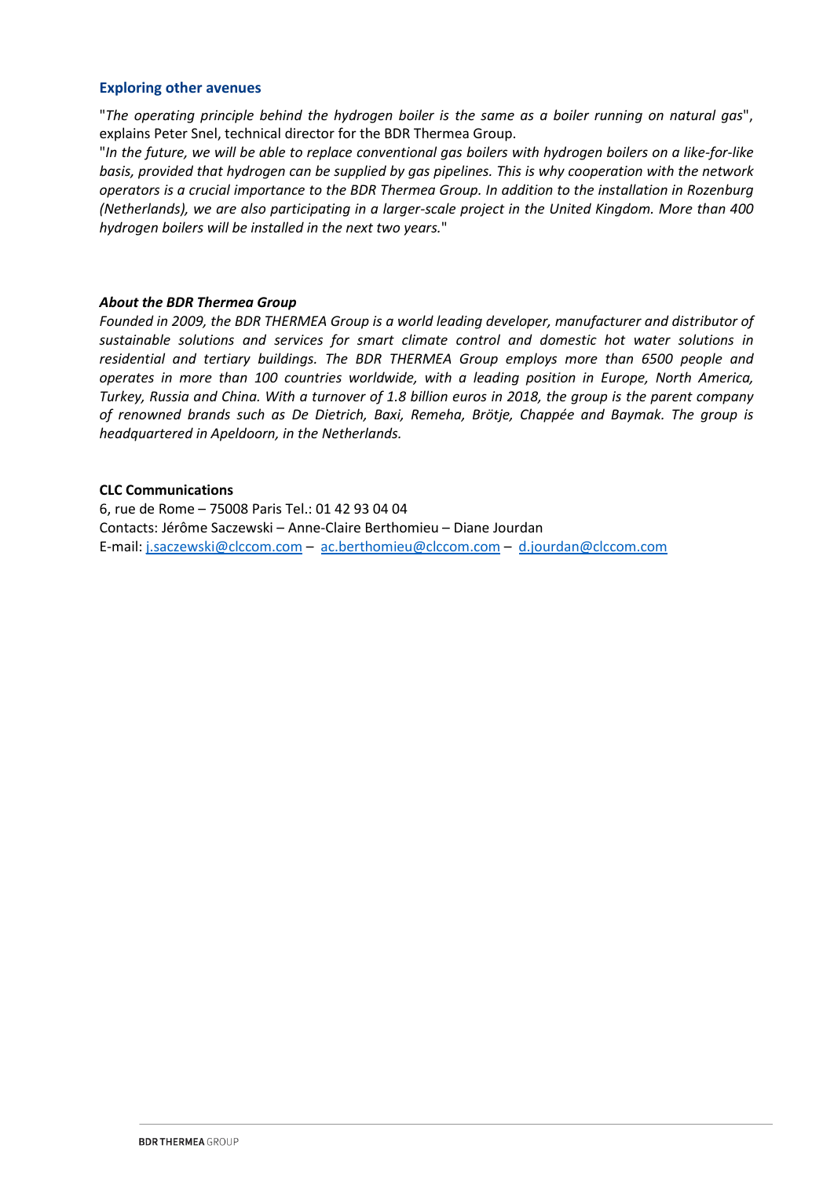## Exploring other avenues

"*The operating principle behind the hydrogen boiler is the same as a boiler running on natural gas*", explains Peter Snel, technical director for the BDR Thermea Group.

"*In the future, we will be able to replace conventional gas boilers with hydrogen boilers on a like-for-like basis, provided that hydrogen can be supplied by gas pipelines. This is why cooperation with the network operators is a crucial importance to the BDR Thermea Group. In addition to the installation in Rozenburg (Netherlands), we are also participating in a larger-scale project in the United Kingdom. More than 400 hydrogen boilers will be installed in the next two years.*"

***About the BDR Thermea Group***

*Founded in 2009, the BDR THERMEA Group is a world leading developer, manufacturer and distributor of sustainable solutions and services for smart climate control and domestic hot water solutions in residential and tertiary buildings. The BDR THERMEA Group employs more than 6500 people and operates in more than 100 countries worldwide, with a leading position in Europe, North America, Turkey, Russia and China. With a turnover of 1.8 billion euros in 2018, the group is the parent company of renowned brands such as De Dietrich, Baxi, Remeha, Brötje, Chappée and Baymak. The group is headquartered in Apeldoorn, in the Netherlands.*

**CLC Communications**

6, rue de Rome – 75008 Paris Tel.: 01 42 93 04 04
Contacts: Jérôme Saczewski – Anne-Claire Berthomieu – Diane Jourdan
E-mail: j.saczewski@clccom.com – ac.berthomieu@clccom.com – d.jourdan@clccom.com